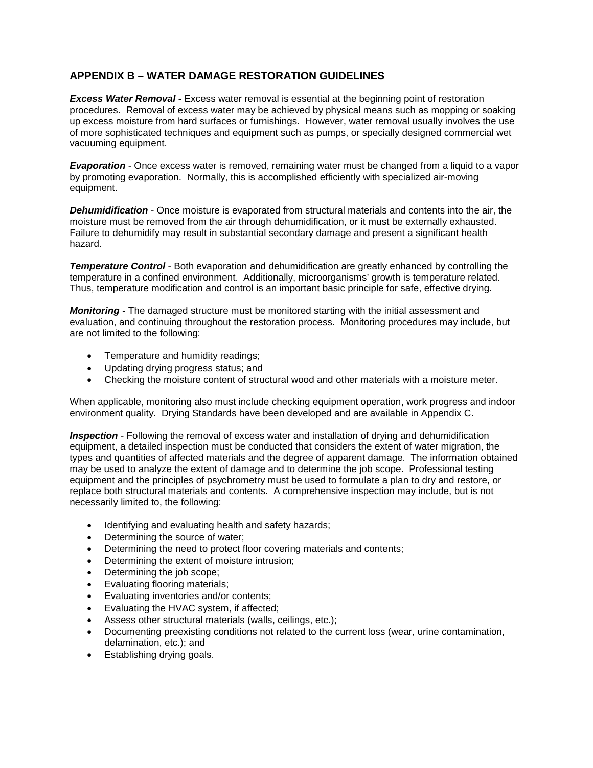## APPENDIX B – WATER DAMAGE RESTORATION GUIDELINES

***Excess Water Removal -*** Excess water removal is essential at the beginning point of restoration procedures. Removal of excess water may be achieved by physical means such as mopping or soaking up excess moisture from hard surfaces or furnishings. However, water removal usually involves the use of more sophisticated techniques and equipment such as pumps, or specially designed commercial wet vacuuming equipment.

***Evaporation*** - Once excess water is removed, remaining water must be changed from a liquid to a vapor by promoting evaporation. Normally, this is accomplished efficiently with specialized air-moving equipment.

***Dehumidification*** - Once moisture is evaporated from structural materials and contents into the air, the moisture must be removed from the air through dehumidification, or it must be externally exhausted. Failure to dehumidify may result in substantial secondary damage and present a significant health hazard.

***Temperature Control*** - Both evaporation and dehumidification are greatly enhanced by controlling the temperature in a confined environment. Additionally, microorganisms' growth is temperature related. Thus, temperature modification and control is an important basic principle for safe, effective drying.

***Monitoring -*** The damaged structure must be monitored starting with the initial assessment and evaluation, and continuing throughout the restoration process. Monitoring procedures may include, but are not limited to the following:

- Temperature and humidity readings;
- Updating drying progress status; and
- Checking the moisture content of structural wood and other materials with a moisture meter.

When applicable, monitoring also must include checking equipment operation, work progress and indoor environment quality. Drying Standards have been developed and are available in Appendix C.

***Inspection*** - Following the removal of excess water and installation of drying and dehumidification equipment, a detailed inspection must be conducted that considers the extent of water migration, the types and quantities of affected materials and the degree of apparent damage. The information obtained may be used to analyze the extent of damage and to determine the job scope. Professional testing equipment and the principles of psychrometry must be used to formulate a plan to dry and restore, or replace both structural materials and contents. A comprehensive inspection may include, but is not necessarily limited to, the following:

- Identifying and evaluating health and safety hazards;
- Determining the source of water;
- Determining the need to protect floor covering materials and contents;
- Determining the extent of moisture intrusion;
- Determining the job scope;
- Evaluating flooring materials;
- Evaluating inventories and/or contents;
- Evaluating the HVAC system, if affected;
- Assess other structural materials (walls, ceilings, etc.);
- Documenting preexisting conditions not related to the current loss (wear, urine contamination, delamination, etc.); and
- Establishing drying goals.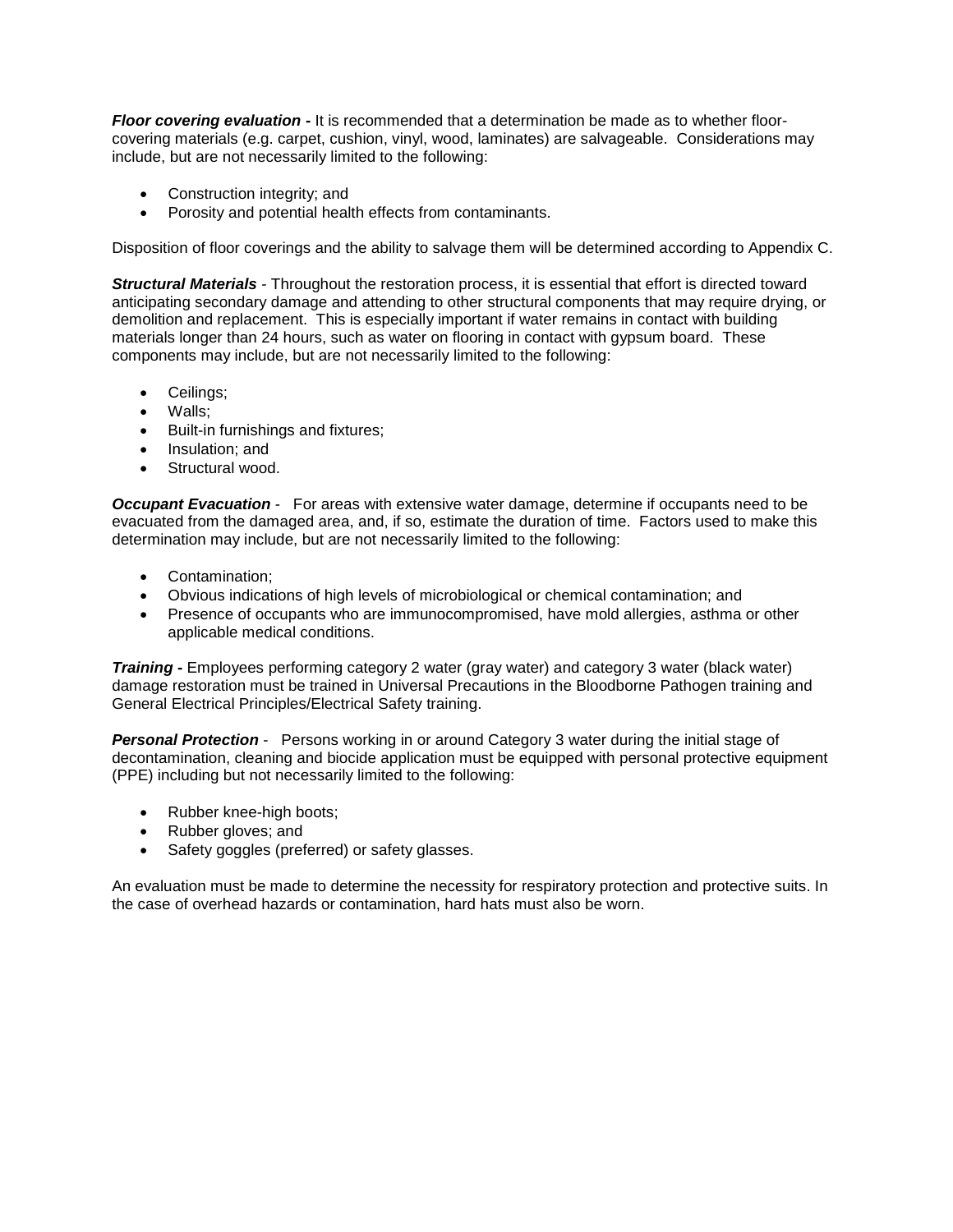***Floor covering evaluation -*** It is recommended that a determination be made as to whether floor-covering materials (e.g. carpet, cushion, vinyl, wood, laminates) are salvageable. Considerations may include, but are not necessarily limited to the following:

- Construction integrity; and
- Porosity and potential health effects from contaminants.

Disposition of floor coverings and the ability to salvage them will be determined according to Appendix C.

***Structural Materials*** - Throughout the restoration process, it is essential that effort is directed toward anticipating secondary damage and attending to other structural components that may require drying, or demolition and replacement. This is especially important if water remains in contact with building materials longer than 24 hours, such as water on flooring in contact with gypsum board. These components may include, but are not necessarily limited to the following:

- Ceilings;
- Walls;
- Built-in furnishings and fixtures;
- Insulation; and
- Structural wood.

***Occupant Evacuation*** - For areas with extensive water damage, determine if occupants need to be evacuated from the damaged area, and, if so, estimate the duration of time. Factors used to make this determination may include, but are not necessarily limited to the following:

- Contamination;
- Obvious indications of high levels of microbiological or chemical contamination; and
- Presence of occupants who are immunocompromised, have mold allergies, asthma or other applicable medical conditions.

***Training -*** Employees performing category 2 water (gray water) and category 3 water (black water) damage restoration must be trained in Universal Precautions in the Bloodborne Pathogen training and General Electrical Principles/Electrical Safety training.

***Personal Protection*** - Persons working in or around Category 3 water during the initial stage of decontamination, cleaning and biocide application must be equipped with personal protective equipment (PPE) including but not necessarily limited to the following:

- Rubber knee-high boots;
- Rubber gloves; and
- Safety goggles (preferred) or safety glasses.

An evaluation must be made to determine the necessity for respiratory protection and protective suits. In the case of overhead hazards or contamination, hard hats must also be worn.